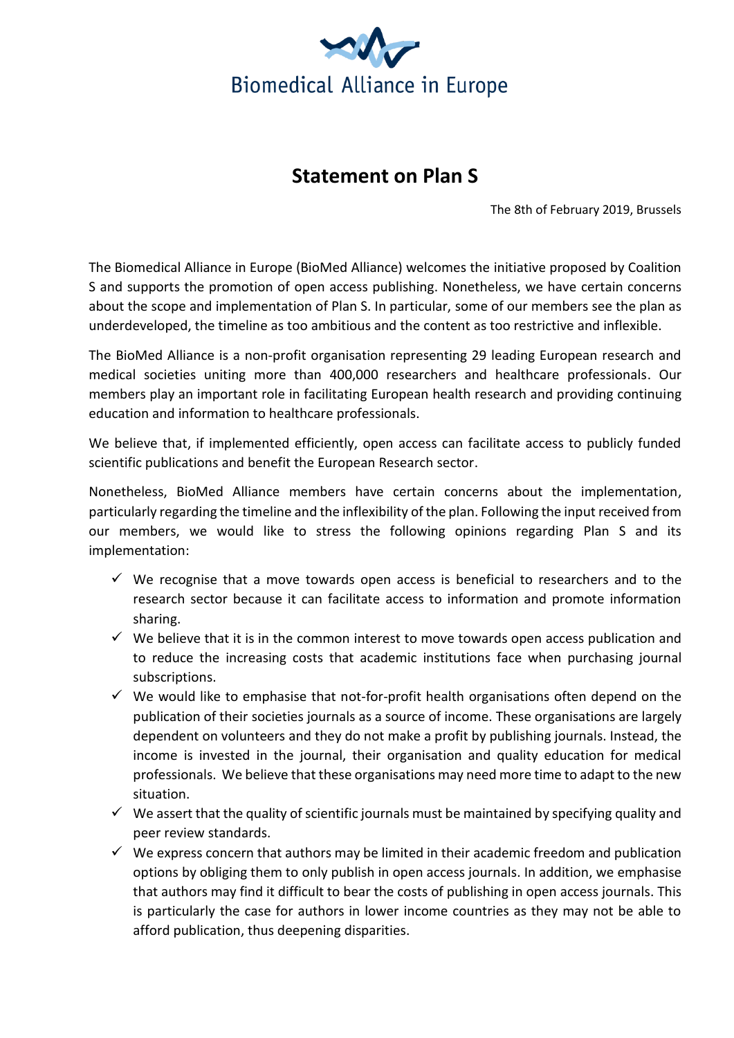Biomedical Alliance in Europe

# Statement on Plan S

The 8th of February 2019, Brussels

The Biomedical Alliance in Europe (BioMed Alliance) welcomes the initiative proposed by Coalition S and supports the promotion of open access publishing. Nonetheless, we have certain concerns about the scope and implementation of Plan S. In particular, some of our members see the plan as underdeveloped, the timeline as too ambitious and the content as too restrictive and inflexible.

The BioMed Alliance is a non-profit organisation representing 29 leading European research and medical societies uniting more than 400,000 researchers and healthcare professionals. Our members play an important role in facilitating European health research and providing continuing education and information to healthcare professionals.

We believe that, if implemented efficiently, open access can facilitate access to publicly funded scientific publications and benefit the European Research sector.

Nonetheless, BioMed Alliance members have certain concerns about the implementation, particularly regarding the timeline and the inflexibility of the plan. Following the input received from our members, we would like to stress the following opinions regarding Plan S and its implementation:

- ✓ We recognise that a move towards open access is beneficial to researchers and to the research sector because it can facilitate access to information and promote information sharing.
- ✓ We believe that it is in the common interest to move towards open access publication and to reduce the increasing costs that academic institutions face when purchasing journal subscriptions.
- ✓ We would like to emphasise that not-for-profit health organisations often depend on the publication of their societies journals as a source of income. These organisations are largely dependent on volunteers and they do not make a profit by publishing journals. Instead, the income is invested in the journal, their organisation and quality education for medical professionals. We believe that these organisations may need more time to adapt to the new situation.
- ✓ We assert that the quality of scientific journals must be maintained by specifying quality and peer review standards.
- ✓ We express concern that authors may be limited in their academic freedom and publication options by obliging them to only publish in open access journals. In addition, we emphasise that authors may find it difficult to bear the costs of publishing in open access journals. This is particularly the case for authors in lower income countries as they may not be able to afford publication, thus deepening disparities.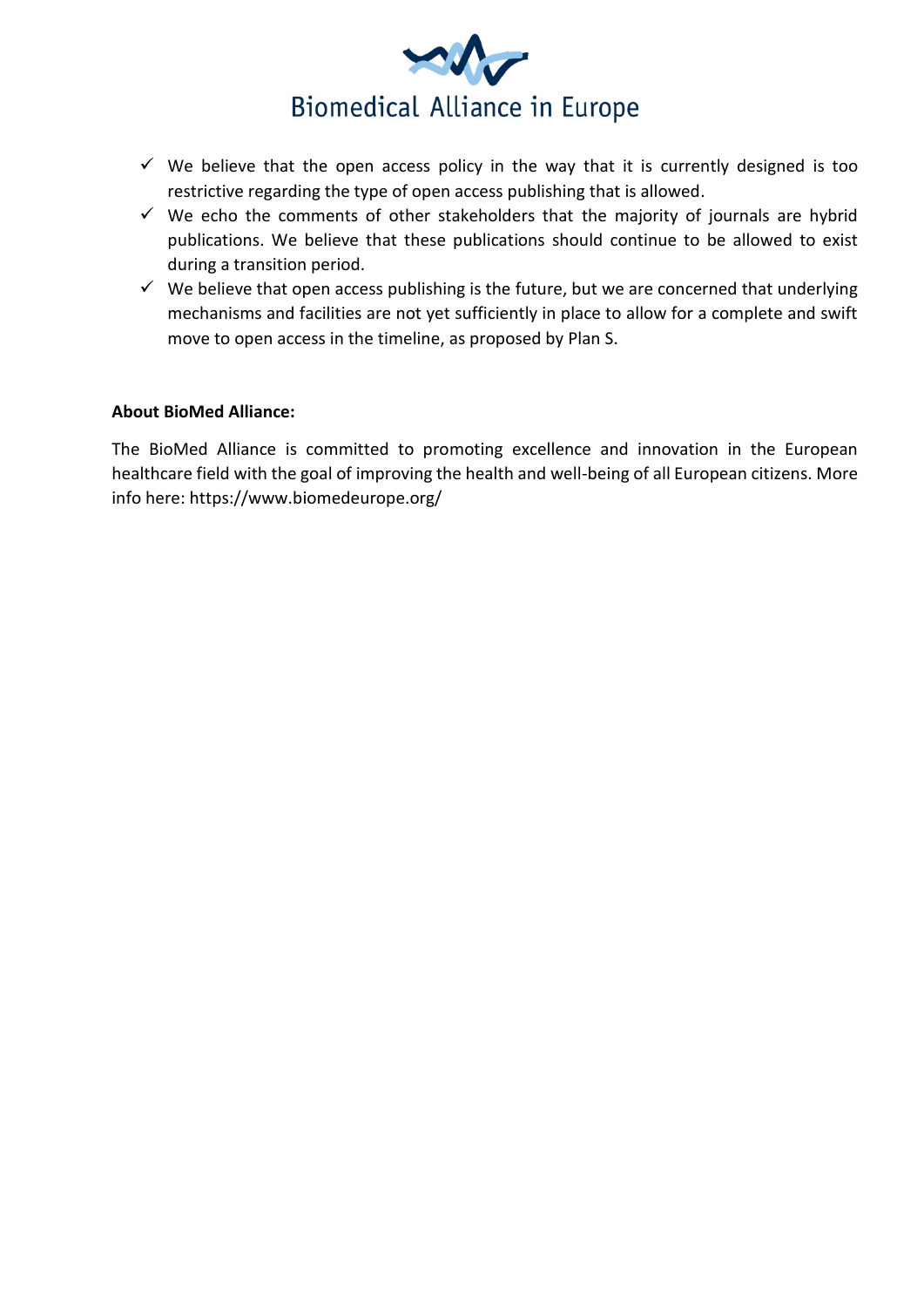- ✓ We believe that the open access policy in the way that it is currently designed is too restrictive regarding the type of open access publishing that is allowed.
- ✓ We echo the comments of other stakeholders that the majority of journals are hybrid publications. We believe that these publications should continue to be allowed to exist during a transition period.
- ✓ We believe that open access publishing is the future, but we are concerned that underlying mechanisms and facilities are not yet sufficiently in place to allow for a complete and swift move to open access in the timeline, as proposed by Plan S.

**About BioMed Alliance:**

The BioMed Alliance is committed to promoting excellence and innovation in the European healthcare field with the goal of improving the health and well-being of all European citizens. More info here: https://www.biomedeurope.org/